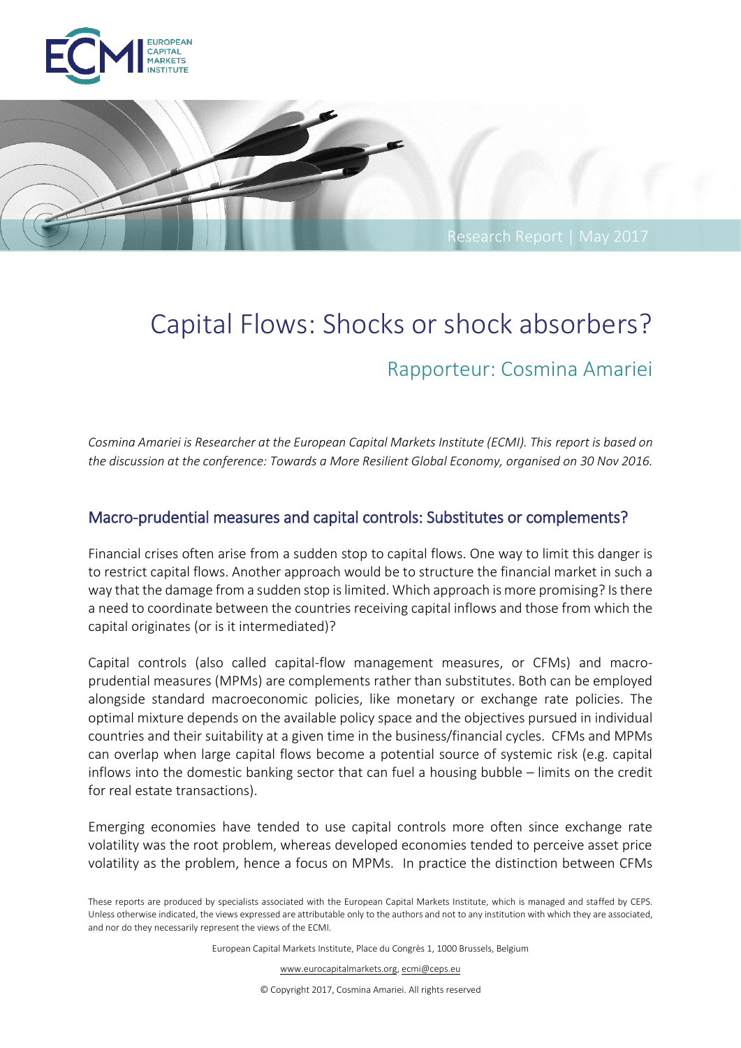Research Report | May 2017

# Capital Flows: Shocks or shock absorbers?

## Rapporteur: Cosmina Amariei

*Cosmina Amariei is Researcher at the European Capital Markets Institute (ECMI). This report is based on the discussion at the conference: Towards a More Resilient Global Economy, organised on 30 Nov 2016.*

## Macro-prudential measures and capital controls: Substitutes or complements?

Financial crises often arise from a sudden stop to capital flows. One way to limit this danger is to restrict capital flows. Another approach would be to structure the financial market in such a way that the damage from a sudden stop is limited. Which approach is more promising? Is there a need to coordinate between the countries receiving capital inflows and those from which the capital originates (or is it intermediated)?

Capital controls (also called capital-flow management measures, or CFMs) and macro-prudential measures (MPMs) are complements rather than substitutes. Both can be employed alongside standard macroeconomic policies, like monetary or exchange rate policies. The optimal mixture depends on the available policy space and the objectives pursued in individual countries and their suitability at a given time in the business/financial cycles. CFMs and MPMs can overlap when large capital flows become a potential source of systemic risk (e.g. capital inflows into the domestic banking sector that can fuel a housing bubble – limits on the credit for real estate transactions).

Emerging economies have tended to use capital controls more often since exchange rate volatility was the root problem, whereas developed economies tended to perceive asset price volatility as the problem, hence a focus on MPMs. In practice the distinction between CFMs

These reports are produced by specialists associated with the European Capital Markets Institute, which is managed and staffed by CEPS. Unless otherwise indicated, the views expressed are attributable only to the authors and not to any institution with which they are associated, and nor do they necessarily represent the views of the ECMI.

European Capital Markets Institute, Place du Congrès 1, 1000 Brussels, Belgium

www.eurocapitalmarkets.org, ecmi@ceps.eu

© Copyright 2017, Cosmina Amariei. All rights reserved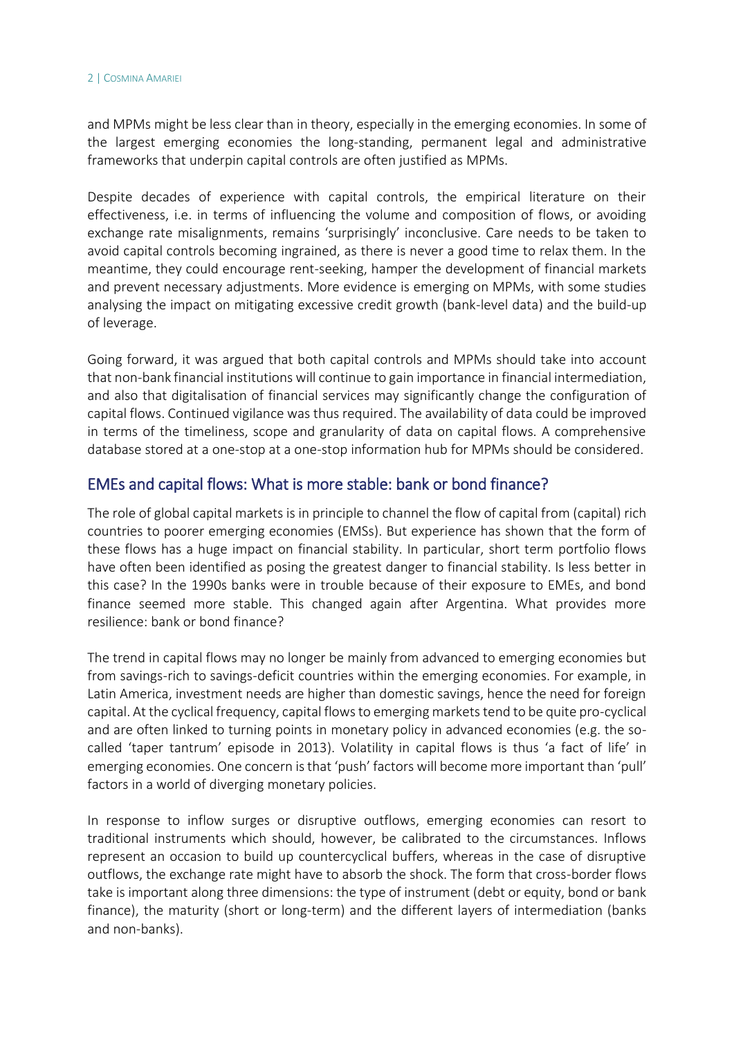and MPMs might be less clear than in theory, especially in the emerging economies. In some of the largest emerging economies the long-standing, permanent legal and administrative frameworks that underpin capital controls are often justified as MPMs.

Despite decades of experience with capital controls, the empirical literature on their effectiveness, i.e. in terms of influencing the volume and composition of flows, or avoiding exchange rate misalignments, remains 'surprisingly' inconclusive. Care needs to be taken to avoid capital controls becoming ingrained, as there is never a good time to relax them. In the meantime, they could encourage rent-seeking, hamper the development of financial markets and prevent necessary adjustments. More evidence is emerging on MPMs, with some studies analysing the impact on mitigating excessive credit growth (bank-level data) and the build-up of leverage.

Going forward, it was argued that both capital controls and MPMs should take into account that non-bank financial institutions will continue to gain importance in financial intermediation, and also that digitalisation of financial services may significantly change the configuration of capital flows. Continued vigilance was thus required. The availability of data could be improved in terms of the timeliness, scope and granularity of data on capital flows. A comprehensive database stored at a one-stop at a one-stop information hub for MPMs should be considered.

## EMEs and capital flows: What is more stable: bank or bond finance?

The role of global capital markets is in principle to channel the flow of capital from (capital) rich countries to poorer emerging economies (EMSs). But experience has shown that the form of these flows has a huge impact on financial stability. In particular, short term portfolio flows have often been identified as posing the greatest danger to financial stability. Is less better in this case? In the 1990s banks were in trouble because of their exposure to EMEs, and bond finance seemed more stable. This changed again after Argentina. What provides more resilience: bank or bond finance?

The trend in capital flows may no longer be mainly from advanced to emerging economies but from savings-rich to savings-deficit countries within the emerging economies. For example, in Latin America, investment needs are higher than domestic savings, hence the need for foreign capital. At the cyclical frequency, capital flows to emerging markets tend to be quite pro-cyclical and are often linked to turning points in monetary policy in advanced economies (e.g. the so-called 'taper tantrum' episode in 2013). Volatility in capital flows is thus 'a fact of life' in emerging economies. One concern is that 'push' factors will become more important than 'pull' factors in a world of diverging monetary policies.

In response to inflow surges or disruptive outflows, emerging economies can resort to traditional instruments which should, however, be calibrated to the circumstances. Inflows represent an occasion to build up countercyclical buffers, whereas in the case of disruptive outflows, the exchange rate might have to absorb the shock. The form that cross-border flows take is important along three dimensions: the type of instrument (debt or equity, bond or bank finance), the maturity (short or long-term) and the different layers of intermediation (banks and non-banks).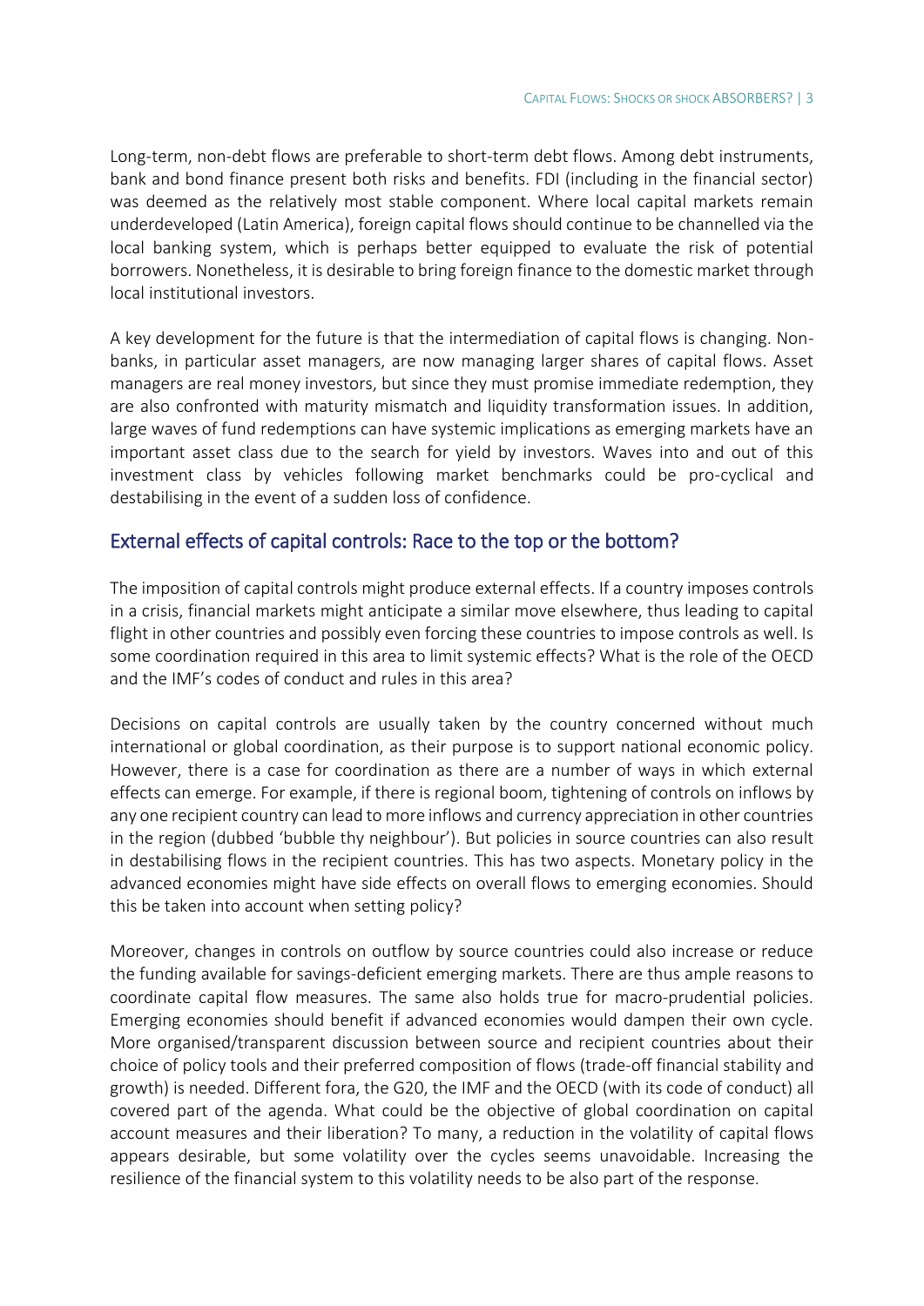Long-term, non-debt flows are preferable to short-term debt flows. Among debt instruments, bank and bond finance present both risks and benefits. FDI (including in the financial sector) was deemed as the relatively most stable component. Where local capital markets remain underdeveloped (Latin America), foreign capital flows should continue to be channelled via the local banking system, which is perhaps better equipped to evaluate the risk of potential borrowers. Nonetheless, it is desirable to bring foreign finance to the domestic market through local institutional investors.

A key development for the future is that the intermediation of capital flows is changing. Non-banks, in particular asset managers, are now managing larger shares of capital flows. Asset managers are real money investors, but since they must promise immediate redemption, they are also confronted with maturity mismatch and liquidity transformation issues. In addition, large waves of fund redemptions can have systemic implications as emerging markets have an important asset class due to the search for yield by investors. Waves into and out of this investment class by vehicles following market benchmarks could be pro-cyclical and destabilising in the event of a sudden loss of confidence.

## External effects of capital controls: Race to the top or the bottom?

The imposition of capital controls might produce external effects. If a country imposes controls in a crisis, financial markets might anticipate a similar move elsewhere, thus leading to capital flight in other countries and possibly even forcing these countries to impose controls as well. Is some coordination required in this area to limit systemic effects? What is the role of the OECD and the IMF's codes of conduct and rules in this area?

Decisions on capital controls are usually taken by the country concerned without much international or global coordination, as their purpose is to support national economic policy. However, there is a case for coordination as there are a number of ways in which external effects can emerge. For example, if there is regional boom, tightening of controls on inflows by any one recipient country can lead to more inflows and currency appreciation in other countries in the region (dubbed 'bubble thy neighbour'). But policies in source countries can also result in destabilising flows in the recipient countries. This has two aspects. Monetary policy in the advanced economies might have side effects on overall flows to emerging economies. Should this be taken into account when setting policy?

Moreover, changes in controls on outflow by source countries could also increase or reduce the funding available for savings-deficient emerging markets. There are thus ample reasons to coordinate capital flow measures. The same also holds true for macro-prudential policies. Emerging economies should benefit if advanced economies would dampen their own cycle. More organised/transparent discussion between source and recipient countries about their choice of policy tools and their preferred composition of flows (trade-off financial stability and growth) is needed. Different fora, the G20, the IMF and the OECD (with its code of conduct) all covered part of the agenda. What could be the objective of global coordination on capital account measures and their liberation? To many, a reduction in the volatility of capital flows appears desirable, but some volatility over the cycles seems unavoidable. Increasing the resilience of the financial system to this volatility needs to be also part of the response.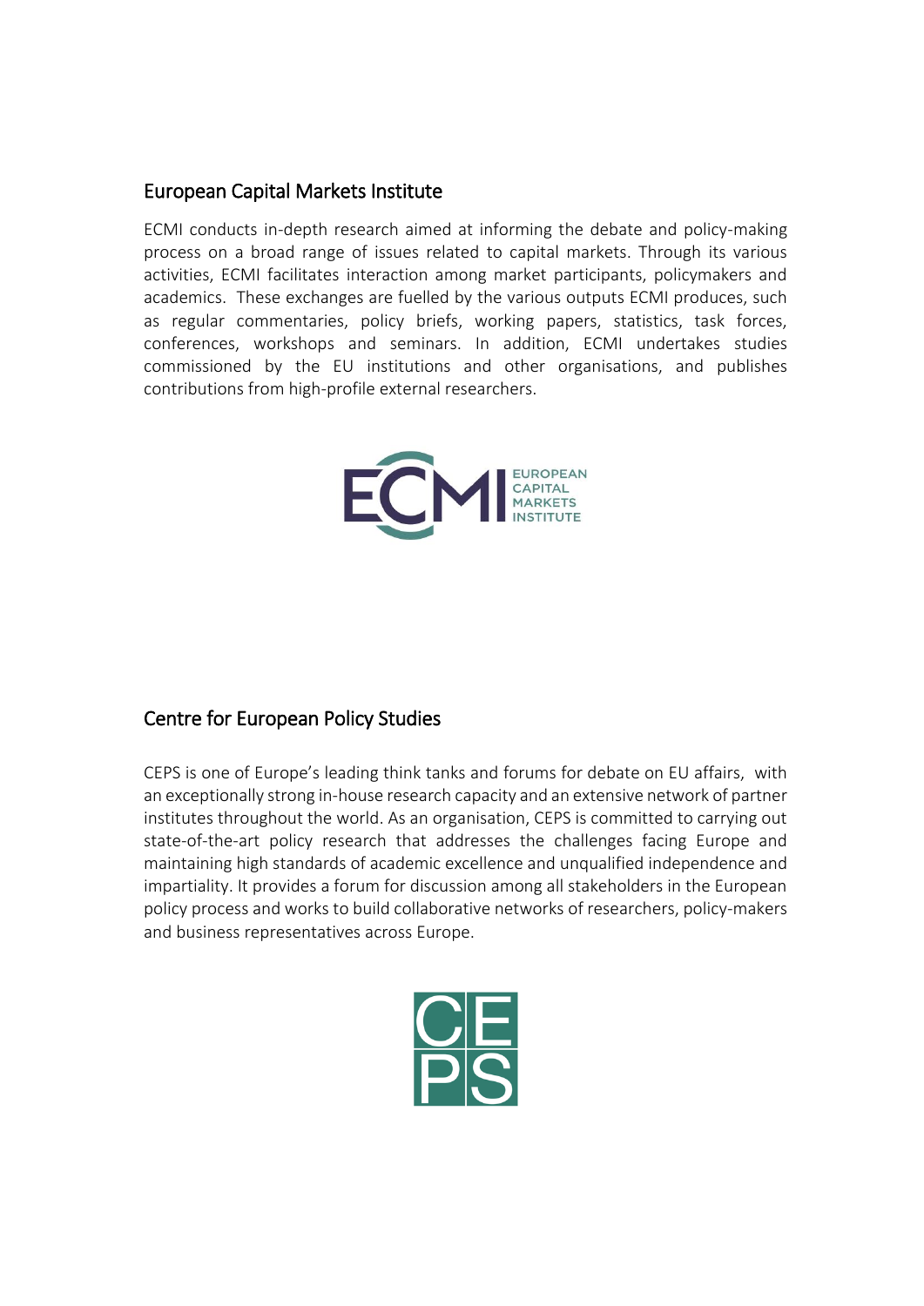## European Capital Markets Institute

ECMI conducts in-depth research aimed at informing the debate and policy-making process on a broad range of issues related to capital markets. Through its various activities, ECMI facilitates interaction among market participants, policymakers and academics. These exchanges are fuelled by the various outputs ECMI produces, such as regular commentaries, policy briefs, working papers, statistics, task forces, conferences, workshops and seminars. In addition, ECMI undertakes studies commissioned by the EU institutions and other organisations, and publishes contributions from high-profile external researchers.

## Centre for European Policy Studies

CEPS is one of Europe's leading think tanks and forums for debate on EU affairs, with an exceptionally strong in-house research capacity and an extensive network of partner institutes throughout the world. As an organisation, CEPS is committed to carrying out state-of-the-art policy research that addresses the challenges facing Europe and maintaining high standards of academic excellence and unqualified independence and impartiality. It provides a forum for discussion among all stakeholders in the European policy process and works to build collaborative networks of researchers, policy-makers and business representatives across Europe.